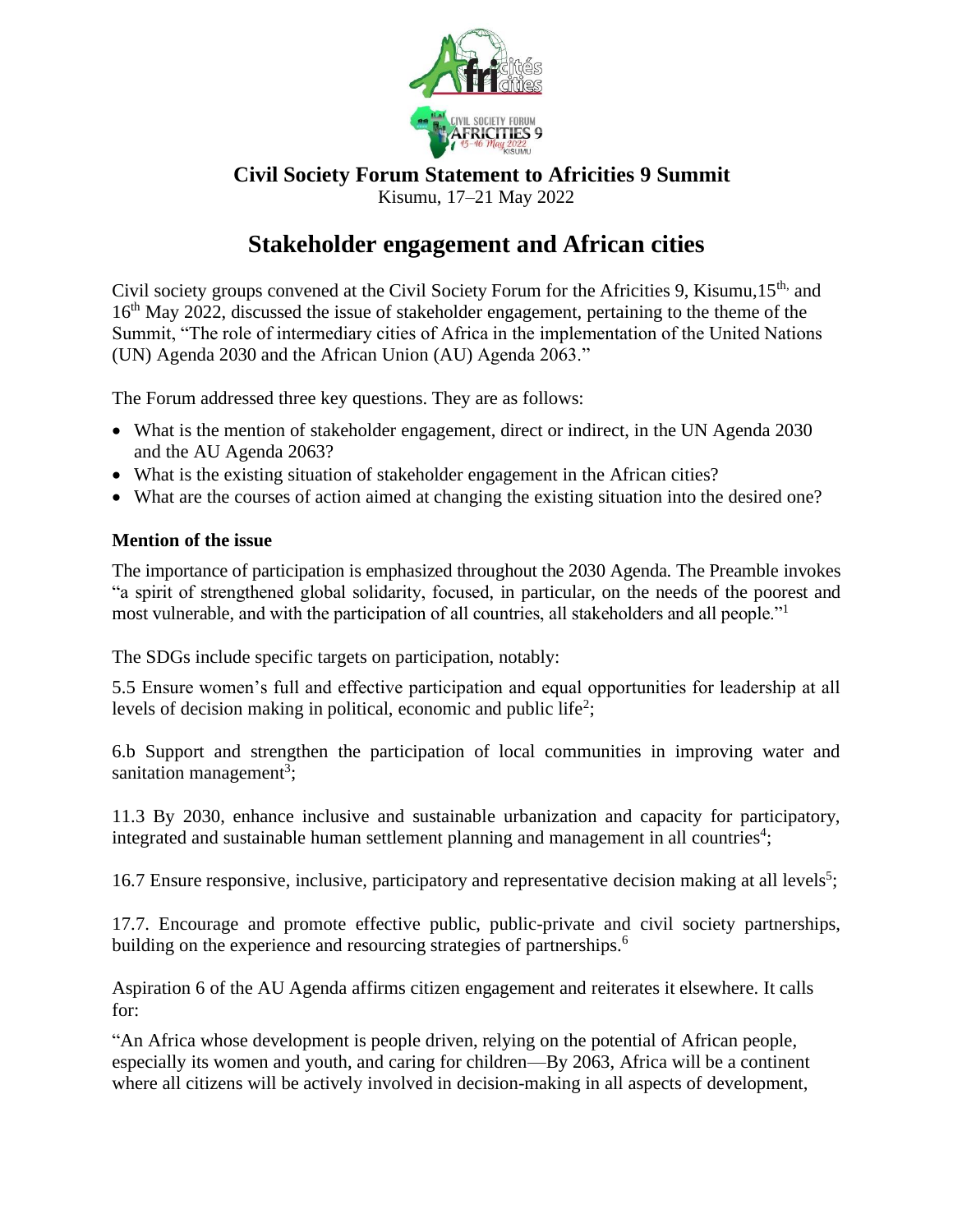**Civil Society Forum Statement to Africities 9 Summit**

Kisumu, 17–21 May 2022

# Stakeholder engagement and African cities

Civil society groups convened at the Civil Society Forum for the Africities 9, Kisumu,15th, and 16th May 2022, discussed the issue of stakeholder engagement, pertaining to the theme of the Summit, "The role of intermediary cities of Africa in the implementation of the United Nations (UN) Agenda 2030 and the African Union (AU) Agenda 2063."

The Forum addressed three key questions. They are as follows:

- What is the mention of stakeholder engagement, direct or indirect, in the UN Agenda 2030 and the AU Agenda 2063?
- What is the existing situation of stakeholder engagement in the African cities?
- What are the courses of action aimed at changing the existing situation into the desired one?

### Mention of the issue

The importance of participation is emphasized throughout the 2030 Agenda. The Preamble invokes "a spirit of strengthened global solidarity, focused, in particular, on the needs of the poorest and most vulnerable, and with the participation of all countries, all stakeholders and all people."[1]

The SDGs include specific targets on participation, notably:

5.5 Ensure women's full and effective participation and equal opportunities for leadership at all levels of decision making in political, economic and public life[2];

6.b Support and strengthen the participation of local communities in improving water and sanitation management[3];

11.3 By 2030, enhance inclusive and sustainable urbanization and capacity for participatory, integrated and sustainable human settlement planning and management in all countries[4];

16.7 Ensure responsive, inclusive, participatory and representative decision making at all levels[5];

17.7. Encourage and promote effective public, public-private and civil society partnerships, building on the experience and resourcing strategies of partnerships.[6]

Aspiration 6 of the AU Agenda affirms citizen engagement and reiterates it elsewhere. It calls for:

"An Africa whose development is people driven, relying on the potential of African people, especially its women and youth, and caring for children—By 2063, Africa will be a continent where all citizens will be actively involved in decision-making in all aspects of development,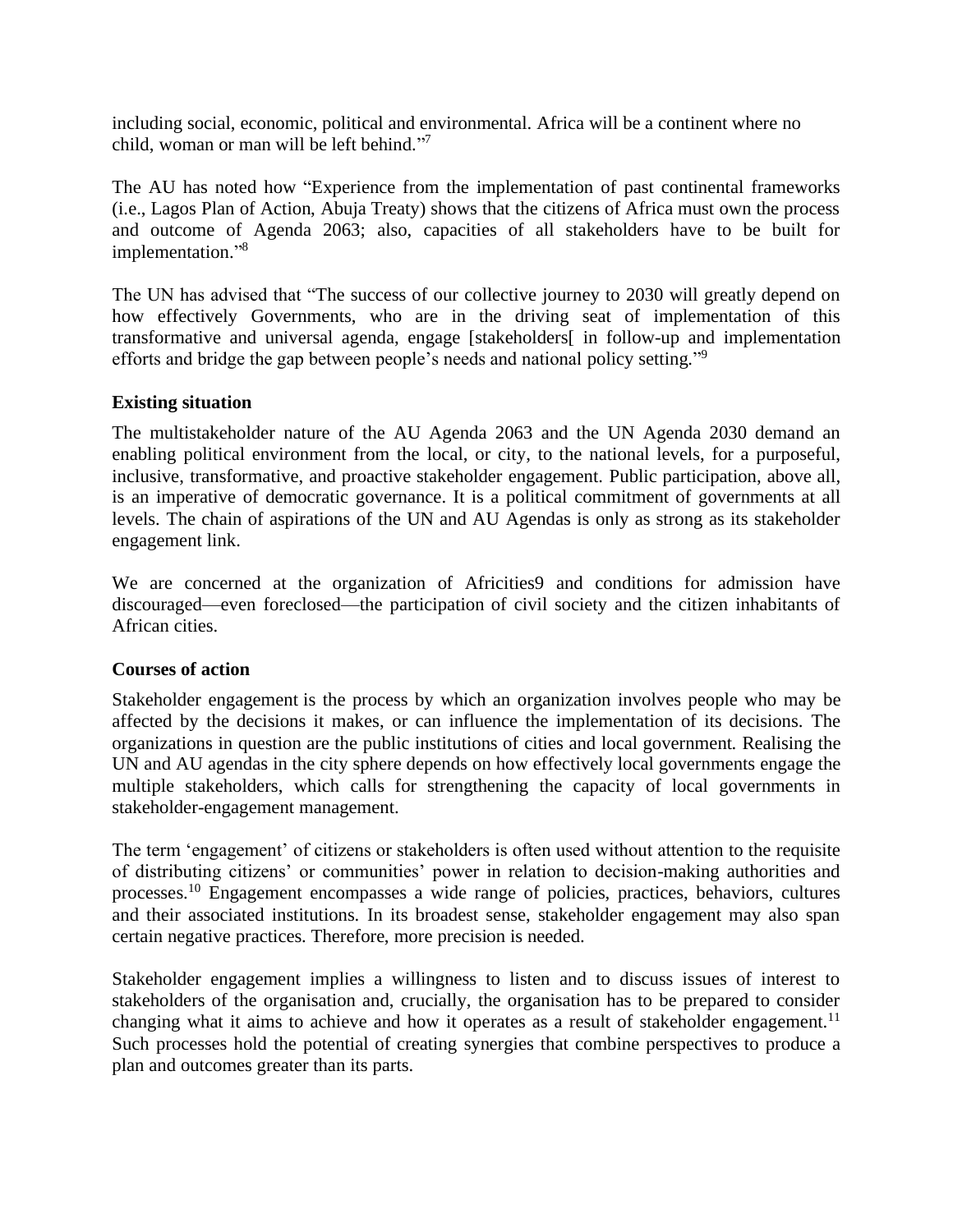including social, economic, political and environmental. Africa will be a continent where no child, woman or man will be left behind."[7]

The AU has noted how "Experience from the implementation of past continental frameworks (i.e., Lagos Plan of Action, Abuja Treaty) shows that the citizens of Africa must own the process and outcome of Agenda 2063; also, capacities of all stakeholders have to be built for implementation."[8]

The UN has advised that "The success of our collective journey to 2030 will greatly depend on how effectively Governments, who are in the driving seat of implementation of this transformative and universal agenda, engage [stakeholders[ in follow-up and implementation efforts and bridge the gap between people's needs and national policy setting."[9]

**Existing situation**

The multistakeholder nature of the AU Agenda 2063 and the UN Agenda 2030 demand an enabling political environment from the local, or city, to the national levels, for a purposeful, inclusive, transformative, and proactive stakeholder engagement. Public participation, above all, is an imperative of democratic governance. It is a political commitment of governments at all levels. The chain of aspirations of the UN and AU Agendas is only as strong as its stakeholder engagement link.

We are concerned at the organization of Africities9 and conditions for admission have discouraged—even foreclosed—the participation of civil society and the citizen inhabitants of African cities.

**Courses of action**

Stakeholder engagement is the process by which an organization involves people who may be affected by the decisions it makes, or can influence the implementation of its decisions. The organizations in question are the public institutions of cities and local government. Realising the UN and AU agendas in the city sphere depends on how effectively local governments engage the multiple stakeholders, which calls for strengthening the capacity of local governments in stakeholder-engagement management.

The term 'engagement' of citizens or stakeholders is often used without attention to the requisite of distributing citizens' or communities' power in relation to decision-making authorities and processes.[10] Engagement encompasses a wide range of policies, practices, behaviors, cultures and their associated institutions. In its broadest sense, stakeholder engagement may also span certain negative practices. Therefore, more precision is needed.

Stakeholder engagement implies a willingness to listen and to discuss issues of interest to stakeholders of the organisation and, crucially, the organisation has to be prepared to consider changing what it aims to achieve and how it operates as a result of stakeholder engagement.[11] Such processes hold the potential of creating synergies that combine perspectives to produce a plan and outcomes greater than its parts.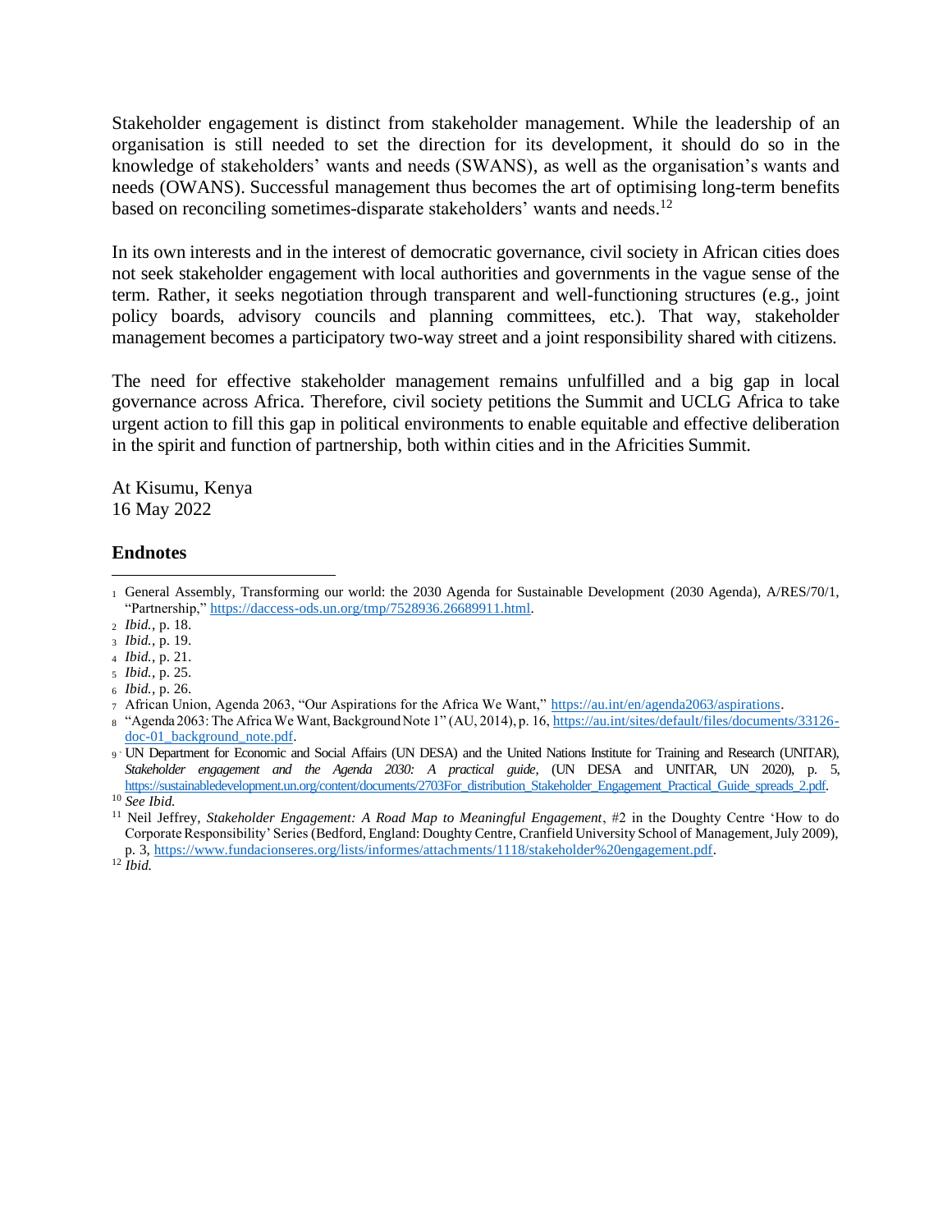Stakeholder engagement is distinct from stakeholder management. While the leadership of an organisation is still needed to set the direction for its development, it should do so in the knowledge of stakeholders' wants and needs (SWANS), as well as the organisation's wants and needs (OWANS). Successful management thus becomes the art of optimising long-term benefits based on reconciling sometimes-disparate stakeholders' wants and needs.[12]

In its own interests and in the interest of democratic governance, civil society in African cities does not seek stakeholder engagement with local authorities and governments in the vague sense of the term. Rather, it seeks negotiation through transparent and well-functioning structures (e.g., joint policy boards, advisory councils and planning committees, etc.). That way, stakeholder management becomes a participatory two-way street and a joint responsibility shared with citizens.

The need for effective stakeholder management remains unfulfilled and a big gap in local governance across Africa. Therefore, civil society petitions the Summit and UCLG Africa to take urgent action to fill this gap in political environments to enable equitable and effective deliberation in the spirit and function of partnership, both within cities and in the Africities Summit.

At Kisumu, Kenya
16 May 2022

## Endnotes

1 General Assembly, Transforming our world: the 2030 Agenda for Sustainable Development (2030 Agenda), A/RES/70/1, "Partnership," https://daccess-ods.un.org/tmp/7528936.26689911.html.

2 *Ibid.*, p. 18.

3 *Ibid.*, p. 19.

4 *Ibid.*, p. 21.

5 *Ibid.*, p. 25.

6 *Ibid.*, p. 26.

7 African Union, Agenda 2063, "Our Aspirations for the Africa We Want," https://au.int/en/agenda2063/aspirations.

8 "Agenda 2063: The Africa We Want, Background Note 1" (AU, 2014), p. 16, https://au.int/sites/default/files/documents/33126-doc-01_background_note.pdf.

9 UN Department for Economic and Social Affairs (UN DESA) and the United Nations Institute for Training and Research (UNITAR), *Stakeholder engagement and the Agenda 2030: A practical guide*, (UN DESA and UNITAR, UN 2020), p. 5, https://sustainabledevelopment.un.org/content/documents/2703For_distribution_Stakeholder_Engagement_Practical_Guide_spreads_2.pdf.

10 *See Ibid.*

11 Neil Jeffrey, *Stakeholder Engagement: A Road Map to Meaningful Engagement*, #2 in the Doughty Centre 'How to do Corporate Responsibility' Series (Bedford, England: Doughty Centre, Cranfield University School of Management, July 2009), p. 3, https://www.fundacionseres.org/lists/informes/attachments/1118/stakeholder%20engagement.pdf.

12 *Ibid.*